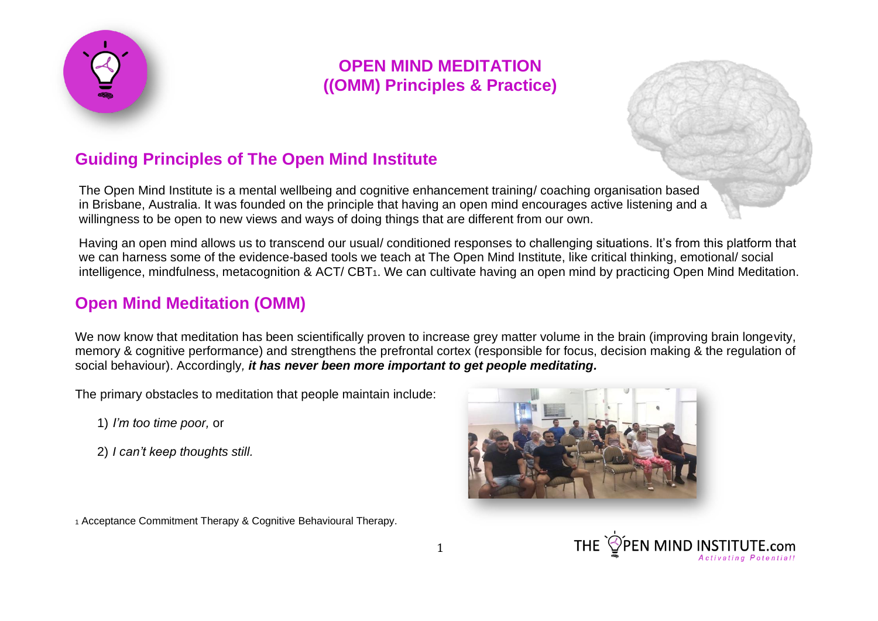# OPEN MIND MEDITATION
## ((OMM) Principles & Practice)

## Guiding Principles of The Open Mind Institute

The Open Mind Institute is a mental wellbeing and cognitive enhancement training/ coaching organisation based in Brisbane, Australia. It was founded on the principle that having an open mind encourages active listening and a willingness to be open to new views and ways of doing things that are different from our own.

Having an open mind allows us to transcend our usual/ conditioned responses to challenging situations. It's from this platform that we can harness some of the evidence-based tools we teach at The Open Mind Institute, like critical thinking, emotional/ social intelligence, mindfulness, metacognition & ACT/ CBT[1]. We can cultivate having an open mind by practicing Open Mind Meditation.

## Open Mind Meditation (OMM)

We now know that meditation has been scientifically proven to increase grey matter volume in the brain (improving brain longevity, memory & cognitive performance) and strengthens the prefrontal cortex (responsible for focus, decision making & the regulation of social behaviour). Accordingly, ***it has never been more important to get people meditating.***

The primary obstacles to meditation that people maintain include:

1) *I'm too time poor,* or

2) *I can't keep thoughts still.*

[1] Acceptance Commitment Therapy & Cognitive Behavioural Therapy.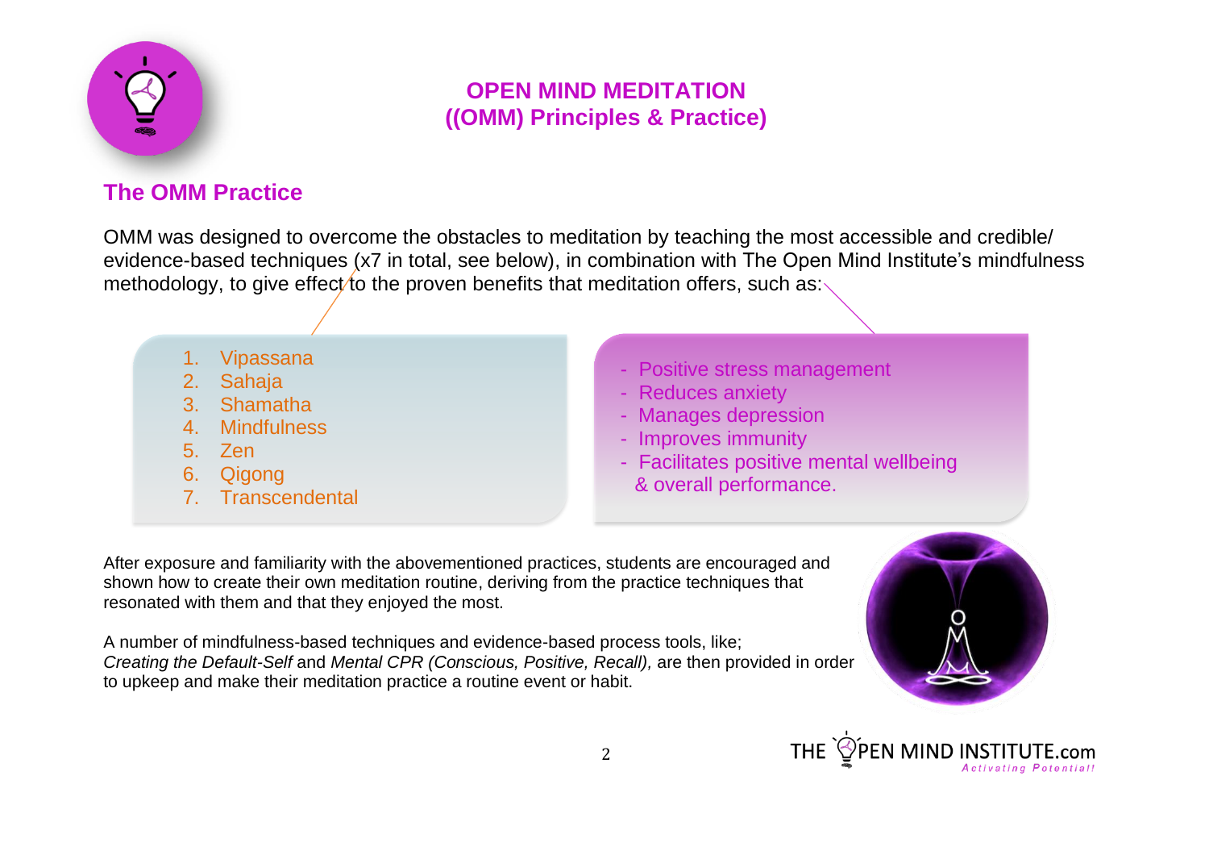# OPEN MIND MEDITATION
## ((OMM) Principles & Practice)

## The OMM Practice

OMM was designed to overcome the obstacles to meditation by teaching the most accessible and credible/ evidence-based techniques (x7 in total, see below), in combination with The Open Mind Institute's mindfulness methodology, to give effect to the proven benefits that meditation offers, such as:

1. Vipassana
2. Sahaja
3. Shamatha
4. Mindfulness
5. Zen
6. Qigong
7. Transcendental

- Positive stress management
- Reduces anxiety
- Manages depression
- Improves immunity
- Facilitates positive mental wellbeing & overall performance.

After exposure and familiarity with the abovementioned practices, students are encouraged and shown how to create their own meditation routine, deriving from the practice techniques that resonated with them and that they enjoyed the most.

A number of mindfulness-based techniques and evidence-based process tools, like; *Creating the Default-Self* and *Mental CPR (Conscious, Positive, Recall),* are then provided in order to upkeep and make their meditation practice a routine event or habit.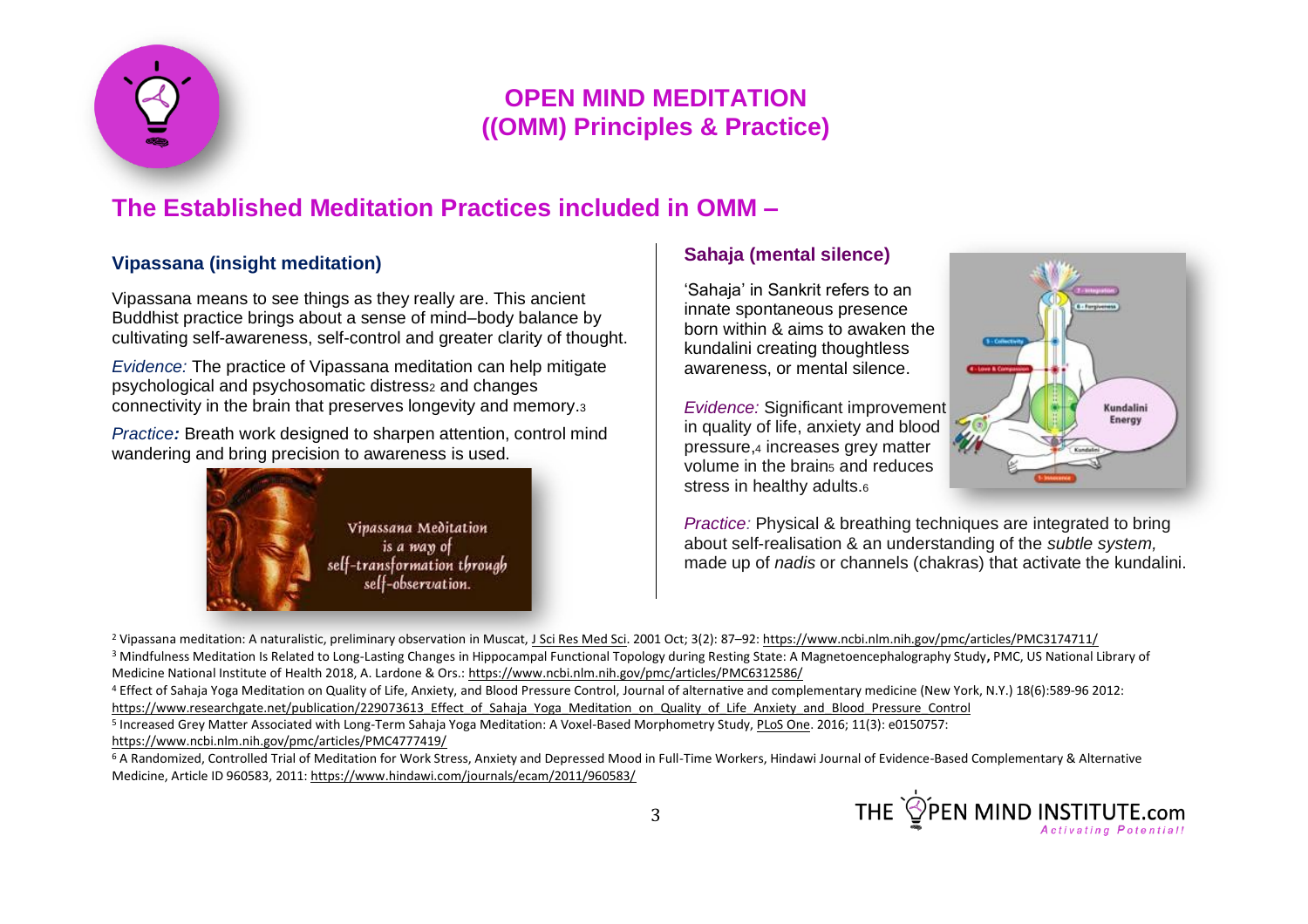# OPEN MIND MEDITATION ((OMM) Principles & Practice)

## The Established Meditation Practices included in OMM –

### Vipassana (insight meditation)

Vipassana means to see things as they really are. This ancient Buddhist practice brings about a sense of mind–body balance by cultivating self-awareness, self-control and greater clarity of thought.

*Evidence:* The practice of Vipassana meditation can help mitigate psychological and psychosomatic distress[2] and changes connectivity in the brain that preserves longevity and memory.[3]

*Practice:* Breath work designed to sharpen attention, control mind wandering and bring precision to awareness is used.

### Sahaja (mental silence)

'Sahaja' in Sankrit refers to an innate spontaneous presence born within & aims to awaken the kundalini creating thoughtless awareness, or mental silence.

*Evidence:* Significant improvement in quality of life, anxiety and blood pressure,[4] increases grey matter volume in the brain[5] and reduces stress in healthy adults.[6]

*Practice:* Physical & breathing techniques are integrated to bring about self-realisation & an understanding of the *subtle system,* made up of *nadis* or channels (chakras) that activate the kundalini.

---

[2] Vipassana meditation: A naturalistic, preliminary observation in Muscat, J Sci Res Med Sci. 2001 Oct; 3(2): 87–92: https://www.ncbi.nlm.nih.gov/pmc/articles/PMC3174711/

[3] Mindfulness Meditation Is Related to Long-Lasting Changes in Hippocampal Functional Topology during Resting State: A Magnetoencephalography Study**,** PMC, US National Library of Medicine National Institute of Health 2018, A. Lardone & Ors.: https://www.ncbi.nlm.nih.gov/pmc/articles/PMC6312586/

[4] Effect of Sahaja Yoga Meditation on Quality of Life, Anxiety, and Blood Pressure Control, Journal of alternative and complementary medicine (New York, N.Y.) 18(6):589-96 2012: https://www.researchgate.net/publication/229073613_Effect_of_Sahaja_Yoga_Meditation_on_Quality_of_Life_Anxiety_and_Blood_Pressure_Control

[5] Increased Grey Matter Associated with Long-Term Sahaja Yoga Meditation: A Voxel-Based Morphometry Study, PLoS One. 2016; 11(3): e0150757: https://www.ncbi.nlm.nih.gov/pmc/articles/PMC4777419/

[6] A Randomized, Controlled Trial of Meditation for Work Stress, Anxiety and Depressed Mood in Full-Time Workers, Hindawi Journal of Evidence-Based Complementary & Alternative Medicine, Article ID 960583, 2011: https://www.hindawi.com/journals/ecam/2011/960583/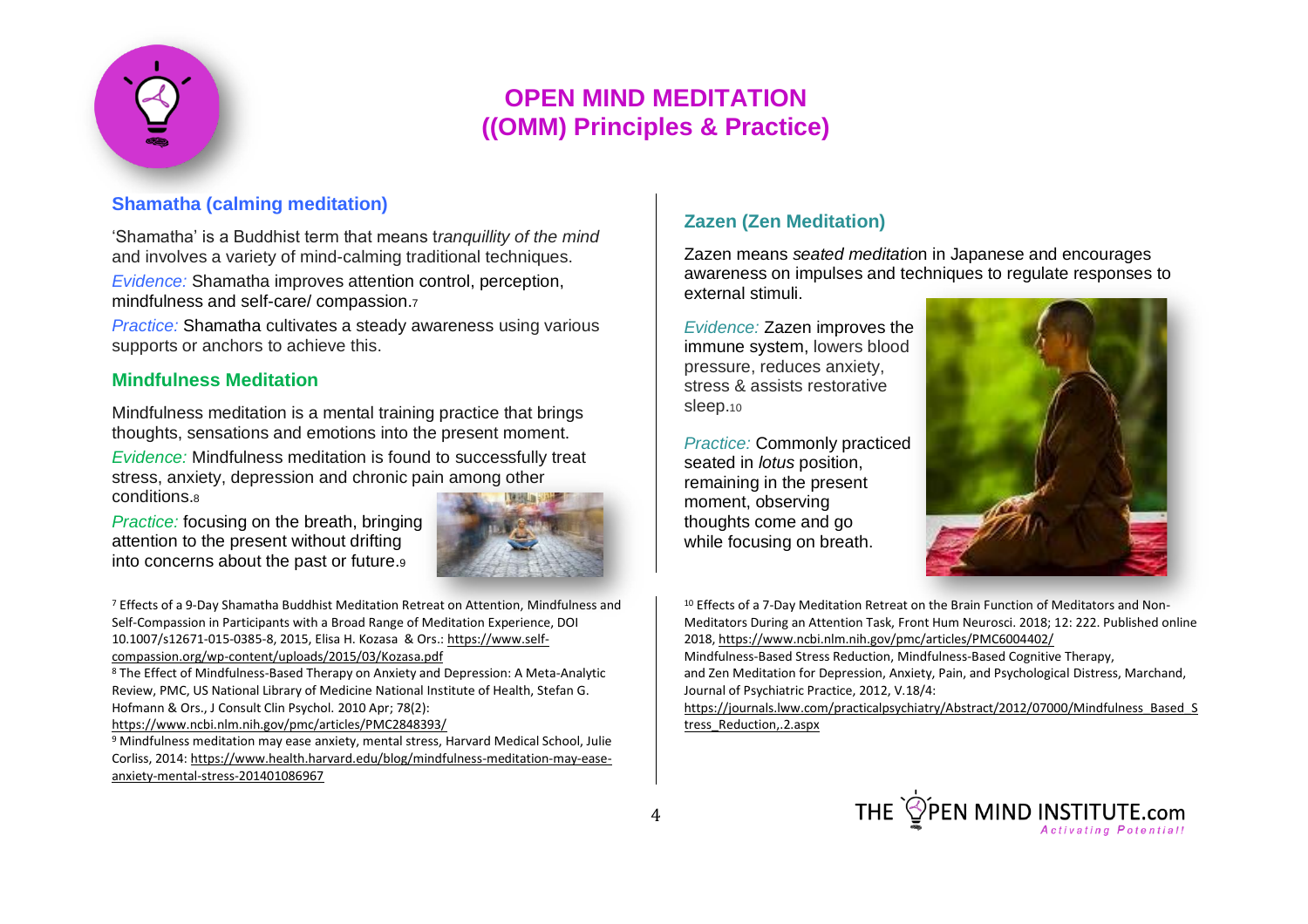# OPEN MIND MEDITATION ((OMM) Principles & Practice)

## Shamatha (calming meditation)

'Shamatha' is a Buddhist term that means t*ranquillity of the mind* and involves a variety of mind-calming traditional techniques.

*Evidence:* Shamatha improves attention control, perception, mindfulness and self-care/ compassion.[7]

*Practice:* Shamatha cultivates a steady awareness using various supports or anchors to achieve this.

## Mindfulness Meditation

Mindfulness meditation is a mental training practice that brings thoughts, sensations and emotions into the present moment.

*Evidence:* Mindfulness meditation is found to successfully treat stress, anxiety, depression and chronic pain among other conditions.[8]

*Practice:* focusing on the breath, bringing attention to the present without drifting into concerns about the past or future.[9]

[7] Effects of a 9-Day Shamatha Buddhist Meditation Retreat on Attention, Mindfulness and Self-Compassion in Participants with a Broad Range of Meditation Experience, DOI 10.1007/s12671-015-0385-8, 2015, Elisa H. Kozasa & Ors.: https://www.self-compassion.org/wp-content/uploads/2015/03/Kozasa.pdf

[8] The Effect of Mindfulness-Based Therapy on Anxiety and Depression: A Meta-Analytic Review, PMC, US National Library of Medicine National Institute of Health, Stefan G. Hofmann & Ors., J Consult Clin Psychol. 2010 Apr; 78(2): https://www.ncbi.nlm.nih.gov/pmc/articles/PMC2848393/

[9] Mindfulness meditation may ease anxiety, mental stress, Harvard Medical School, Julie Corliss, 2014: https://www.health.harvard.edu/blog/mindfulness-meditation-may-ease-anxiety-mental-stress-201401086967

## Zazen (Zen Meditation)

Zazen means *seated meditation* in Japanese and encourages awareness on impulses and techniques to regulate responses to external stimuli.

*Evidence:* Zazen improves the immune system, lowers blood pressure, reduces anxiety, stress & assists restorative sleep.[10]

*Practice:* Commonly practiced seated in *lotus* position, remaining in the present moment, observing thoughts come and go while focusing on breath.

[10] Effects of a 7-Day Meditation Retreat on the Brain Function of Meditators and Non-Meditators During an Attention Task, Front Hum Neurosci. 2018; 12: 222. Published online 2018, https://www.ncbi.nlm.nih.gov/pmc/articles/PMC6004402/
Mindfulness-Based Stress Reduction, Mindfulness-Based Cognitive Therapy, and Zen Meditation for Depression, Anxiety, Pain, and Psychological Distress, Marchand, Journal of Psychiatric Practice, 2012, V.18/4: https://journals.lww.com/practicalpsychiatry/Abstract/2012/07000/Mindfulness_Based_Stress_Reduction,.2.aspx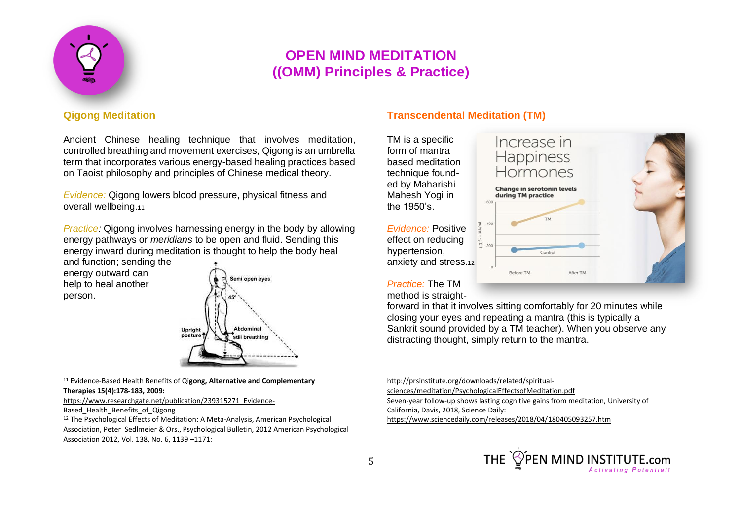# OPEN MIND MEDITATION ((OMM) Principles & Practice)

## Qigong Meditation

Ancient Chinese healing technique that involves meditation, controlled breathing and movement exercises, Qigong is an umbrella term that incorporates various energy-based healing practices based on Taoist philosophy and principles of Chinese medical theory.

*Evidence:* Qigong lowers blood pressure, physical fitness and overall wellbeing.[11]

*Practice:* Qigong involves harnessing energy in the body by allowing energy pathways or *meridians* to be open and fluid. Sending this energy inward during meditation is thought to help the body heal and function; sending the energy outward can help to heal another person.

## Transcendental Meditation (TM)

TM is a specific form of mantra based meditation technique founded by Maharishi Mahesh Yogi in the 1950's.

*Evidence:* Positive effect on reducing hypertension, anxiety and stress.[12]

*Practice:* The TM method is straightforward in that it involves sitting comfortably for 20 minutes while closing your eyes and repeating a mantra (this is typically a Sankrit sound provided by a TM teacher). When you observe any distracting thought, simply return to the mantra.

[11] Evidence-Based Health Benefits of Qi**gong, Alternative and Complementary Therapies 15(4):178-183, 2009:**
https://www.researchgate.net/publication/239315271_Evidence-Based_Health_Benefits_of_Qigong

[12] The Psychological Effects of Meditation: A Meta-Analysis, American Psychological Association, Peter Sedlmeier & Ors., Psychological Bulletin, 2012 American Psychological Association 2012, Vol. 138, No. 6, 1139 –1171:
http://prsinstitute.org/downloads/related/spiritual-sciences/meditation/PsychologicalEffectsofMeditation.pdf
Seven-year follow-up shows lasting cognitive gains from meditation, University of California, Davis, 2018, Science Daily:
https://www.sciencedaily.com/releases/2018/04/180405093257.htm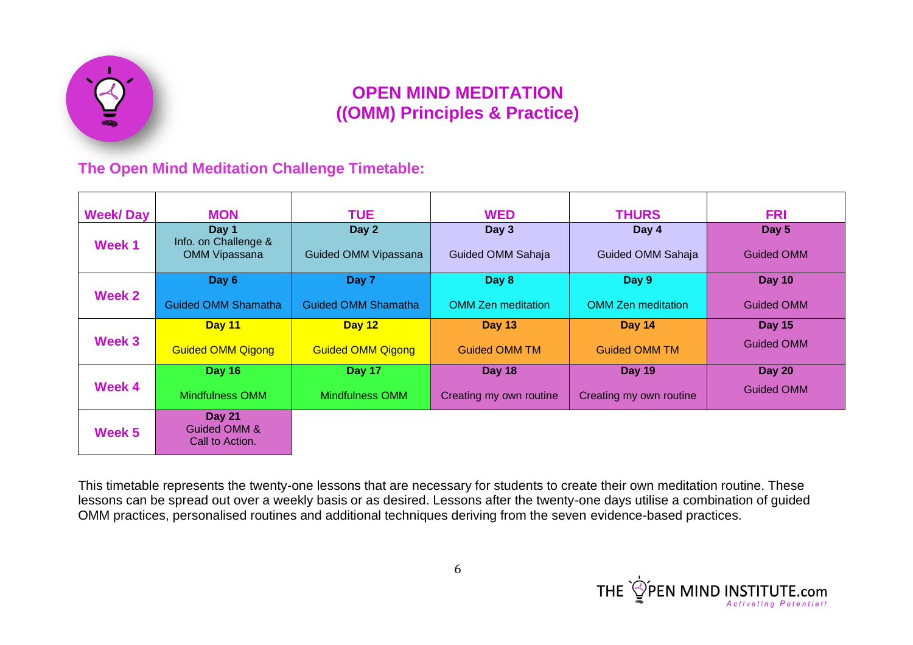# OPEN MIND MEDITATION
# ((OMM) Principles & Practice)

## The Open Mind Meditation Challenge Timetable:

| Week/ Day | MON | TUE | WED | THURS | FRI |
|---|---|---|---|---|---|
| Week 1 | **Day 1** Info. on Challenge & OMM Vipassana | **Day 2** Guided OMM Vipassana | **Day 3** Guided OMM Sahaja | **Day 4** Guided OMM Sahaja | **Day 5** Guided OMM |
| Week 2 | **Day 6** Guided OMM Shamatha | **Day 7** Guided OMM Shamatha | **Day 8** OMM Zen meditation | **Day 9** OMM Zen meditation | **Day 10** Guided OMM |
| Week 3 | **Day 11** Guided OMM Qigong | **Day 12** Guided OMM Qigong | **Day 13** Guided OMM TM | **Day 14** Guided OMM TM | **Day 15** Guided OMM |
| Week 4 | **Day 16** Mindfulness OMM | **Day 17** Mindfulness OMM | **Day 18** Creating my own routine | **Day 19** Creating my own routine | **Day 20** Guided OMM |
| Week 5 | **Day 21** Guided OMM & Call to Action. | | | | |

This timetable represents the twenty-one lessons that are necessary for students to create their own meditation routine. These lessons can be spread out over a weekly basis or as desired. Lessons after the twenty-one days utilise a combination of guided OMM practices, personalised routines and additional techniques deriving from the seven evidence-based practices.

THE OPEN MIND INSTITUTE.com
*Activating Potential!*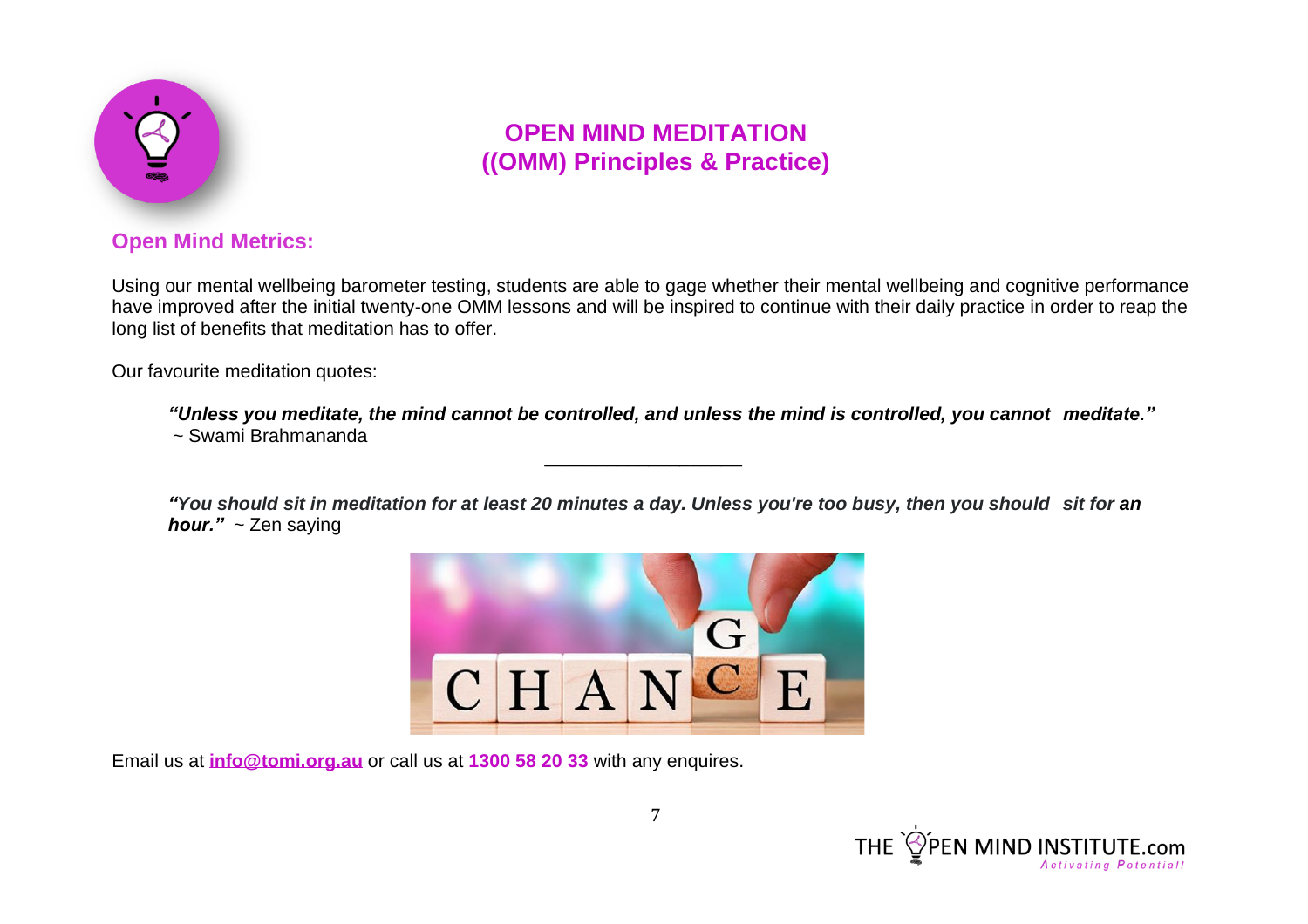# OPEN MIND MEDITATION
# ((OMM) Principles & Practice)

## Open Mind Metrics:

Using our mental wellbeing barometer testing, students are able to gage whether their mental wellbeing and cognitive performance have improved after the initial twenty-one OMM lessons and will be inspired to continue with their daily practice in order to reap the long list of benefits that meditation has to offer.

Our favourite meditation quotes:

> ***"Unless you meditate, the mind cannot be controlled, and unless the mind is controlled, you cannot meditate."***
> ~ Swami Brahmananda

---

> ***"You should sit in meditation for at least 20 minutes a day. Unless you're too busy, then you should sit for an hour."*** ~ Zen saying

Email us at **info@tomi.org.au** or call us at **1300 58 20 33** with any enquires.